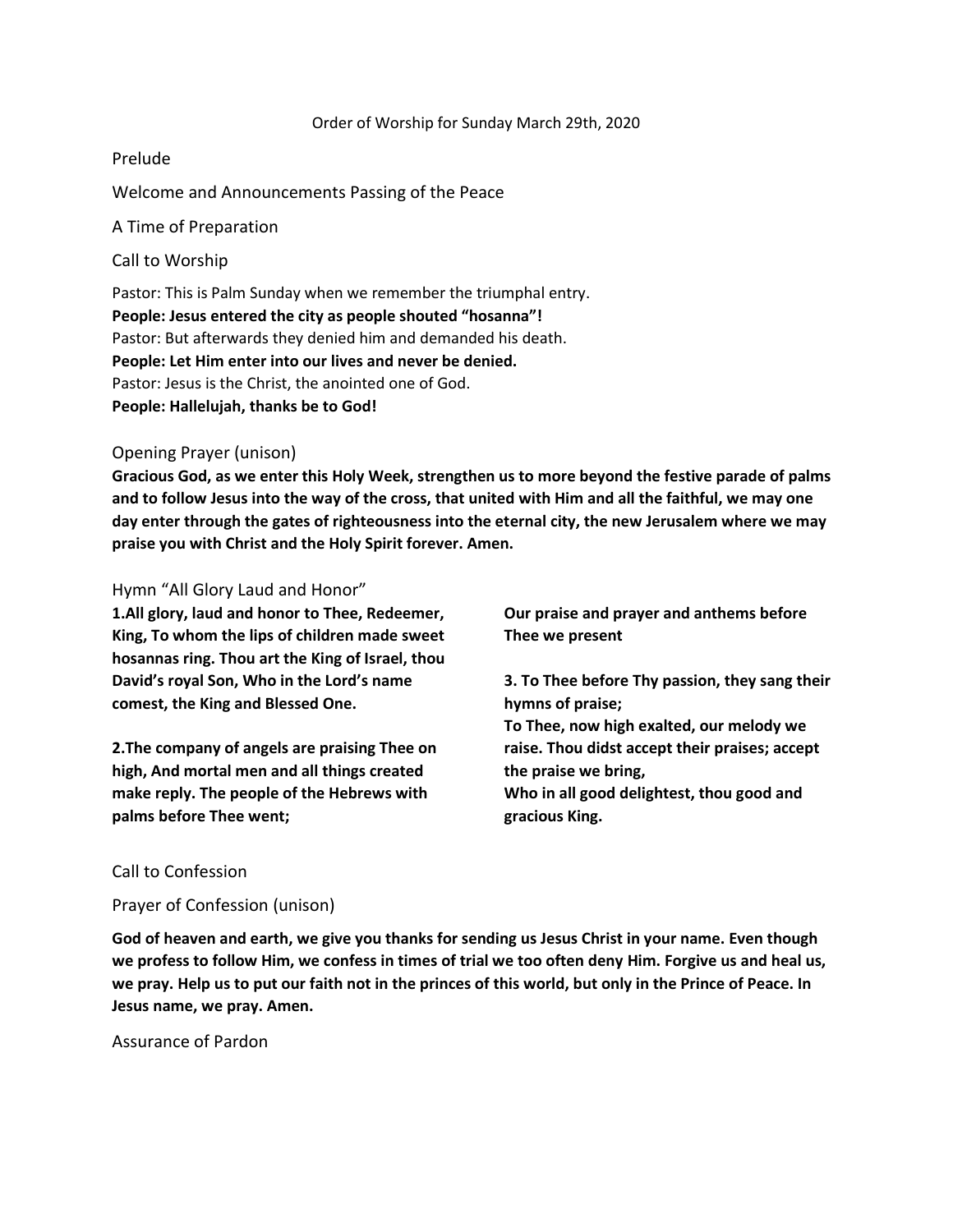Order of Worship for Sunday March 29th, 2020

Prelude

Welcome and Announcements Passing of the Peace

A Time of Preparation

Call to Worship

Pastor: This is Palm Sunday when we remember the triumphal entry.
**People: Jesus entered the city as people shouted "hosanna"!**
Pastor: But afterwards they denied him and demanded his death.
**People: Let Him enter into our lives and never be denied.**
Pastor: Jesus is the Christ, the anointed one of God.
**People: Hallelujah, thanks be to God!**

## Opening Prayer (unison)

**Gracious God, as we enter this Holy Week, strengthen us to more beyond the festive parade of palms and to follow Jesus into the way of the cross, that united with Him and all the faithful, we may one day enter through the gates of righteousness into the eternal city, the new Jerusalem where we may praise you with Christ and the Holy Spirit forever. Amen.**

## Hymn "All Glory Laud and Honor"

**1.All glory, laud and honor to Thee, Redeemer, King, To whom the lips of children made sweet hosannas ring. Thou art the King of Israel, thou David's royal Son, Who in the Lord's name comest, the King and Blessed One.**

**2.The company of angels are praising Thee on high, And mortal men and all things created make reply. The people of the Hebrews with palms before Thee went;**
**Our praise and prayer and anthems before Thee we present**

**3. To Thee before Thy passion, they sang their hymns of praise;**
**To Thee, now high exalted, our melody we raise. Thou didst accept their praises; accept the praise we bring,**
**Who in all good delightest, thou good and gracious King.**

Call to Confession

Prayer of Confession (unison)

**God of heaven and earth, we give you thanks for sending us Jesus Christ in your name. Even though we profess to follow Him, we confess in times of trial we too often deny Him. Forgive us and heal us, we pray. Help us to put our faith not in the princes of this world, but only in the Prince of Peace. In Jesus name, we pray. Amen.**

Assurance of Pardon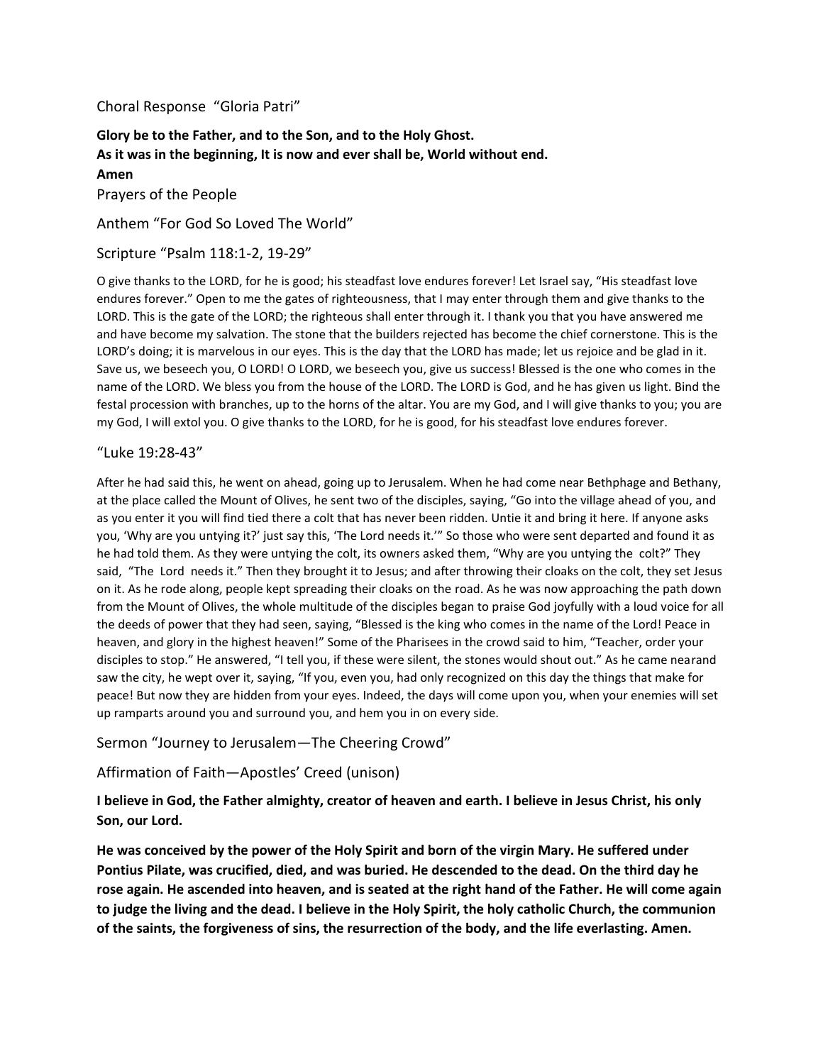Choral Response “Gloria Patri”

**Glory be to the Father, and to the Son, and to the Holy Ghost.**
**As it was in the beginning, It is now and ever shall be, World without end.**
**Amen**

Prayers of the People

Anthem “For God So Loved The World”

Scripture “Psalm 118:1-2, 19-29”

O give thanks to the LORD, for he is good; his steadfast love endures forever! Let Israel say, “His steadfast love endures forever.” Open to me the gates of righteousness, that I may enter through them and give thanks to the LORD. This is the gate of the LORD; the righteous shall enter through it. I thank you that you have answered me and have become my salvation. The stone that the builders rejected has become the chief cornerstone. This is the LORD’s doing; it is marvelous in our eyes. This is the day that the LORD has made; let us rejoice and be glad in it. Save us, we beseech you, O LORD! O LORD, we beseech you, give us success! Blessed is the one who comes in the name of the LORD. We bless you from the house of the LORD. The LORD is God, and he has given us light. Bind the festal procession with branches, up to the horns of the altar. You are my God, and I will give thanks to you; you are my God, I will extol you. O give thanks to the LORD, for he is good, for his steadfast love endures forever.

“Luke 19:28-43”

After he had said this, he went on ahead, going up to Jerusalem. When he had come near Bethphage and Bethany, at the place called the Mount of Olives, he sent two of the disciples, saying, “Go into the village ahead of you, and as you enter it you will find tied there a colt that has never been ridden. Untie it and bring it here. If anyone asks you, ‘Why are you untying it?’ just say this, ‘The Lord needs it.’” So those who were sent departed and found it as he had told them. As they were untying the colt, its owners asked them, “Why are you untying the colt?” They said, “The Lord needs it.” Then they brought it to Jesus; and after throwing their cloaks on the colt, they set Jesus on it. As he rode along, people kept spreading their cloaks on the road. As he was now approaching the path down from the Mount of Olives, the whole multitude of the disciples began to praise God joyfully with a loud voice for all the deeds of power that they had seen, saying, “Blessed is the king who comes in the name of the Lord! Peace in heaven, and glory in the highest heaven!” Some of the Pharisees in the crowd said to him, “Teacher, order your disciples to stop.” He answered, “I tell you, if these were silent, the stones would shout out.” As he came nearand saw the city, he wept over it, saying, “If you, even you, had only recognized on this day the things that make for peace! But now they are hidden from your eyes. Indeed, the days will come upon you, when your enemies will set up ramparts around you and surround you, and hem you in on every side.

Sermon “Journey to Jerusalem—The Cheering Crowd”

Affirmation of Faith—Apostles’ Creed (unison)

**I believe in God, the Father almighty, creator of heaven and earth. I believe in Jesus Christ, his only Son, our Lord.**

**He was conceived by the power of the Holy Spirit and born of the virgin Mary. He suffered under Pontius Pilate, was crucified, died, and was buried. He descended to the dead. On the third day he rose again. He ascended into heaven, and is seated at the right hand of the Father. He will come again to judge the living and the dead. I believe in the Holy Spirit, the holy catholic Church, the communion of the saints, the forgiveness of sins, the resurrection of the body, and the life everlasting. Amen.**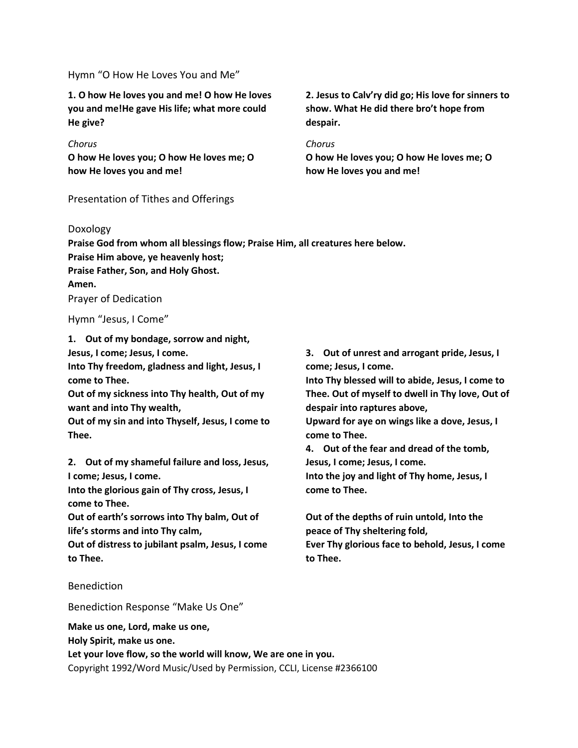Hymn "O How He Loves You and Me"

**1. O how He loves you and me! O how He loves you and me!He gave His life; what more could He give?**

*Chorus*

**O how He loves you; O how He loves me; O how He loves you and me!**

**2. Jesus to Calv'ry did go; His love for sinners to show. What He did there bro't hope from despair.**

*Chorus*

**O how He loves you; O how He loves me; O how He loves you and me!**

Presentation of Tithes and Offerings

Doxology

**Praise God from whom all blessings flow; Praise Him, all creatures here below.**
**Praise Him above, ye heavenly host;**
**Praise Father, Son, and Holy Ghost.**
**Amen.**

Prayer of Dedication

Hymn "Jesus, I Come"

**1. Out of my bondage, sorrow and night, Jesus, I come; Jesus, I come.**
**Into Thy freedom, gladness and light, Jesus, I come to Thee.**
**Out of my sickness into Thy health, Out of my want and into Thy wealth,**
**Out of my sin and into Thyself, Jesus, I come to Thee.**

**2. Out of my shameful failure and loss, Jesus, I come; Jesus, I come.**
**Into the glorious gain of Thy cross, Jesus, I come to Thee.**
**Out of earth's sorrows into Thy balm, Out of life's storms and into Thy calm,**
**Out of distress to jubilant psalm, Jesus, I come to Thee.**

**3. Out of unrest and arrogant pride, Jesus, I come; Jesus, I come.**
**Into Thy blessed will to abide, Jesus, I come to Thee. Out of myself to dwell in Thy love, Out of despair into raptures above,**
**Upward for aye on wings like a dove, Jesus, I come to Thee.**

**4. Out of the fear and dread of the tomb, Jesus, I come; Jesus, I come.**
**Into the joy and light of Thy home, Jesus, I come to Thee.**

**Out of the depths of ruin untold, Into the peace of Thy sheltering fold,**
**Ever Thy glorious face to behold, Jesus, I come to Thee.**

Benediction

Benediction Response "Make Us One"

**Make us one, Lord, make us one,**
**Holy Spirit, make us one.**
**Let your love flow, so the world will know, We are one in you.**

Copyright 1992/Word Music/Used by Permission, CCLI, License #2366100